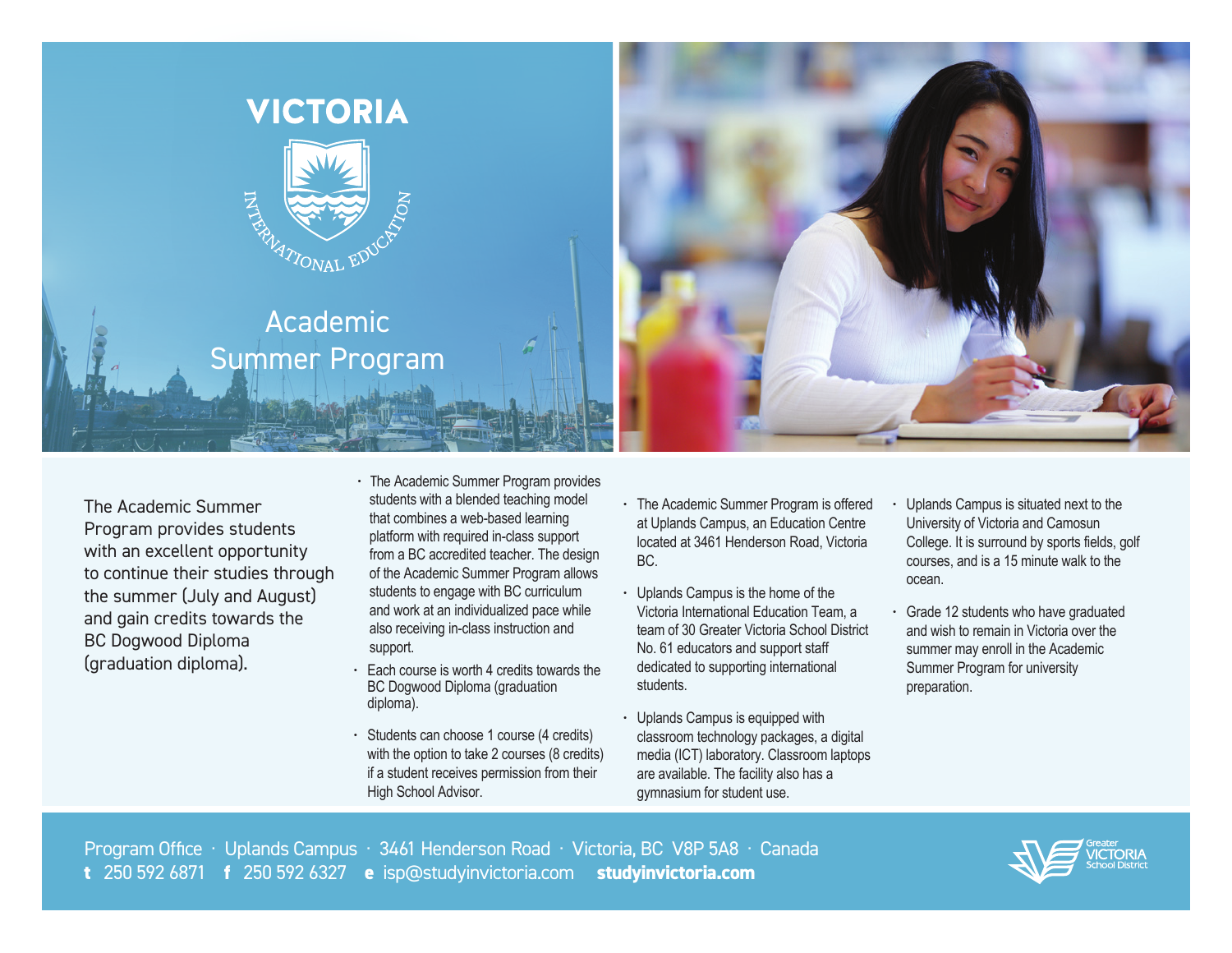# VICTORIA

INTERNATIONAL EDUCATION

## Academic Summer Program

The Academic Summer Program provides students with an excellent opportunity to continue their studies through the summer (July and August) and gain credits towards the BC Dogwood Diploma (graduation diploma).

- The Academic Summer Program provides students with a blended teaching model that combines a web-based learning platform with required in-class support from a BC accredited teacher. The design of the Academic Summer Program allows students to engage with BC curriculum and work at an individualized pace while also receiving in-class instruction and support.
- Each course is worth 4 credits towards the BC Dogwood Diploma (graduation diploma).
- Students can choose 1 course (4 credits) with the option to take 2 courses (8 credits) if a student receives permission from their High School Advisor.
- The Academic Summer Program is offered at Uplands Campus, an Education Centre located at 3461 Henderson Road, Victoria BC.
- Uplands Campus is the home of the Victoria International Education Team, a team of 30 Greater Victoria School District No. 61 educators and support staff dedicated to supporting international students.
- Uplands Campus is equipped with classroom technology packages, a digital media (ICT) laboratory. Classroom laptops are available. The facility also has a gymnasium for student use.
- Uplands Campus is situated next to the University of Victoria and Camosun College. It is surround by sports fields, golf courses, and is a 15 minute walk to the ocean.
- Grade 12 students who have graduated and wish to remain in Victoria over the summer may enroll in the Academic Summer Program for university preparation.

Program Office · Uplands Campus · 3461 Henderson Road · Victoria, BC V8P 5A8 · Canada
**t** 250 592 6871 **f** 250 592 6327 **e** isp@studyinvictoria.com **studyinvictoria.com**

Greater VICTORIA School District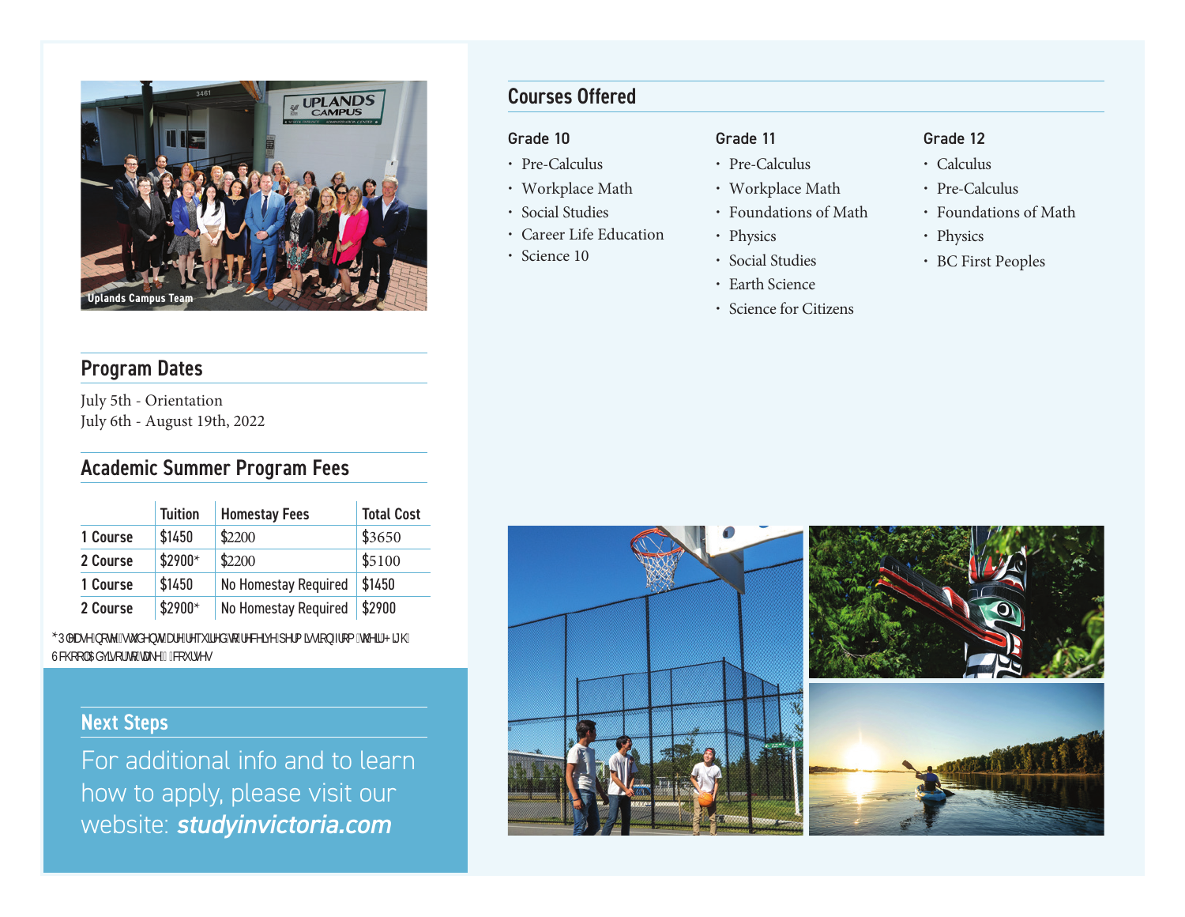Uplands Campus Team

## Program Dates

July 5th - Orientation
July 6th - August 19th, 2022

## Academic Summer Program Fees

| | Tuition | Homestay Fees | Total Cost |
|---|---|---|---|
| 1 Course | $1450 | $2200 | $3650 |
| 2 Course | $2900* | $2200 | $5100 |
| 1 Course | $1450 | No Homestay Required | $1450 |
| 2 Course | $2900* | No Homestay Required | $2900 |

*Please note students are required to receive permission from their Home School Advisor to take 2 courses

## Next Steps

For additional info and to learn how to apply, please visit our website: ***studyinvictoria.com***

## Courses Offered

### Grade 10

- Pre-Calculus
- Workplace Math
- Social Studies
- Career Life Education
- Science 10

### Grade 11

- Pre-Calculus
- Workplace Math
- Foundations of Math
- Physics
- Social Studies
- Earth Science
- Science for Citizens

### Grade 12

- Calculus
- Pre-Calculus
- Foundations of Math
- Physics
- BC First Peoples